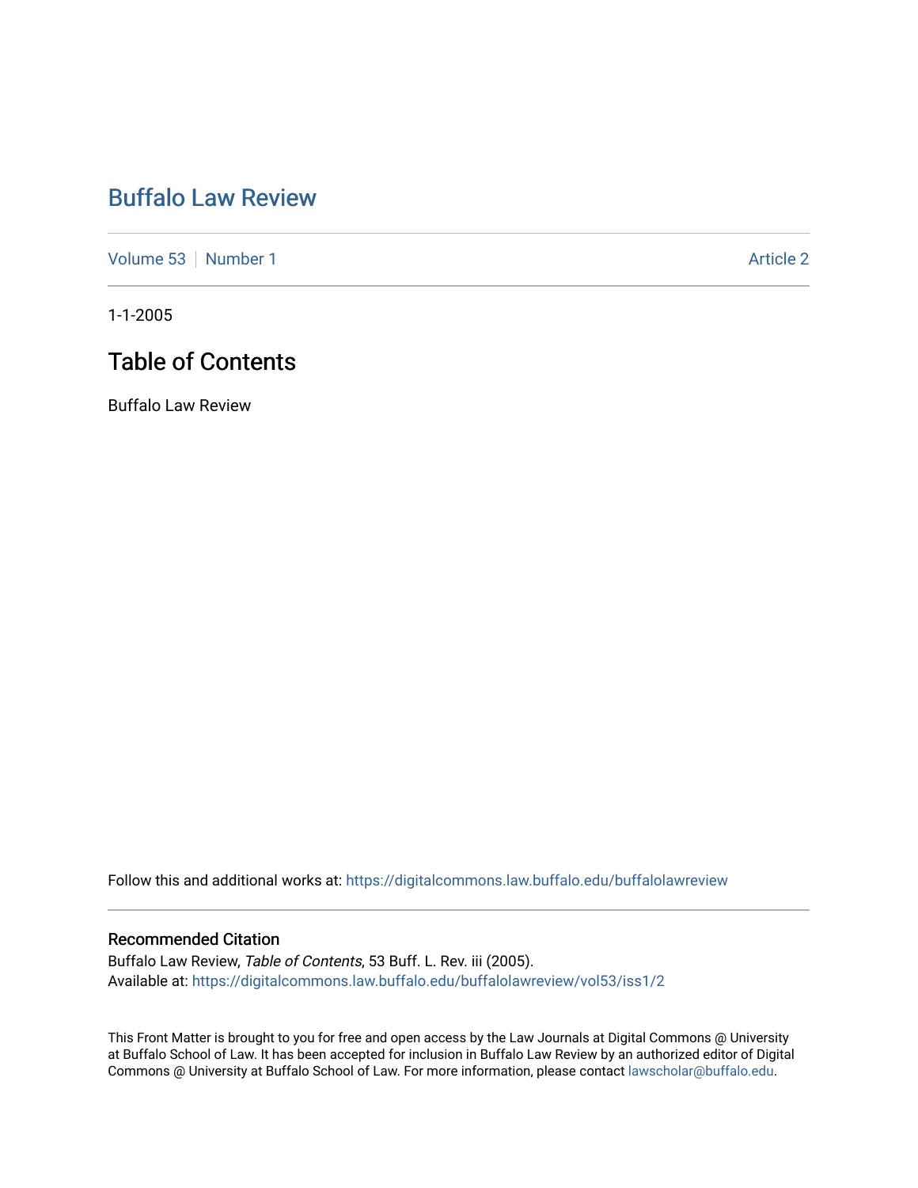# Buffalo Law Review

Volume 53 | Number 1 | Article 2

1-1-2005

## Table of Contents

Buffalo Law Review

Follow this and additional works at: https://digitalcommons.law.buffalo.edu/buffalolawreview

### Recommended Citation

Buffalo Law Review, *Table of Contents*, 53 Buff. L. Rev. iii (2005).
Available at: https://digitalcommons.law.buffalo.edu/buffalolawreview/vol53/iss1/2

This Front Matter is brought to you for free and open access by the Law Journals at Digital Commons @ University at Buffalo School of Law. It has been accepted for inclusion in Buffalo Law Review by an authorized editor of Digital Commons @ University at Buffalo School of Law. For more information, please contact lawscholar@buffalo.edu.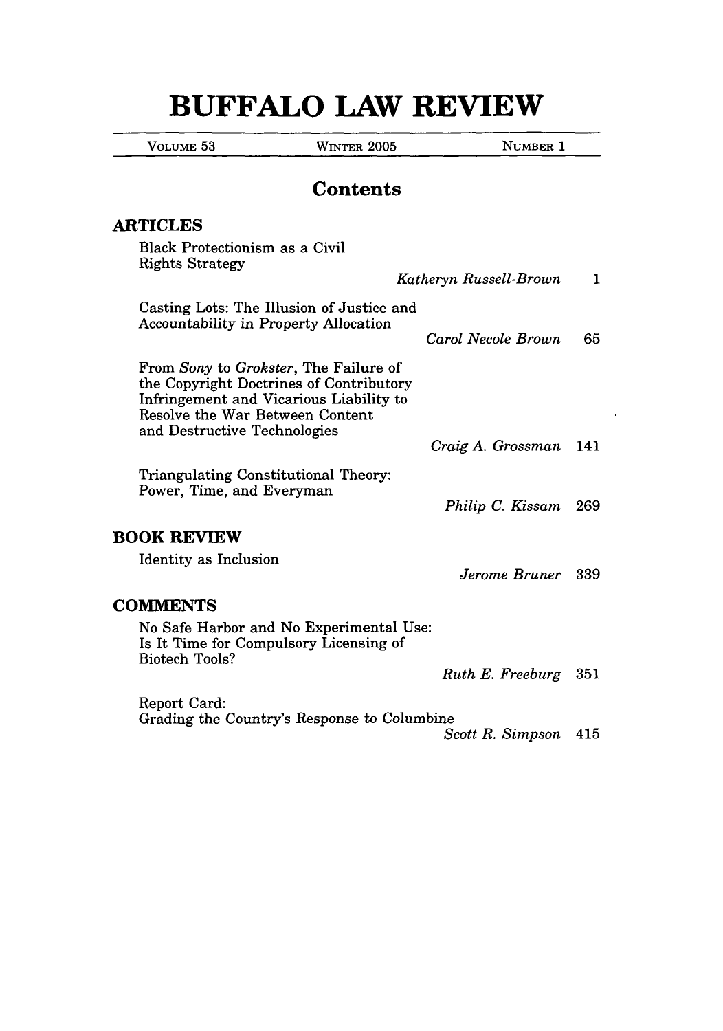# BUFFALO LAW REVIEW

VOLUME 53 | WINTER 2005 | NUMBER 1

## Contents

### ARTICLES

Black Protectionism as a Civil Rights Strategy
*Katheryn Russell-Brown* 1

Casting Lots: The Illusion of Justice and Accountability in Property Allocation
*Carol Necole Brown* 65

From *Sony* to *Grokster*, The Failure of the Copyright Doctrines of Contributory Infringement and Vicarious Liability to Resolve the War Between Content and Destructive Technologies
*Craig A. Grossman* 141

Triangulating Constitutional Theory: Power, Time, and Everyman
*Philip C. Kissam* 269

### BOOK REVIEW

Identity as Inclusion
*Jerome Bruner* 339

### COMMENTS

No Safe Harbor and No Experimental Use: Is It Time for Compulsory Licensing of Biotech Tools?
*Ruth E. Freeburg* 351

Report Card: Grading the Country's Response to Columbine
*Scott R. Simpson* 415